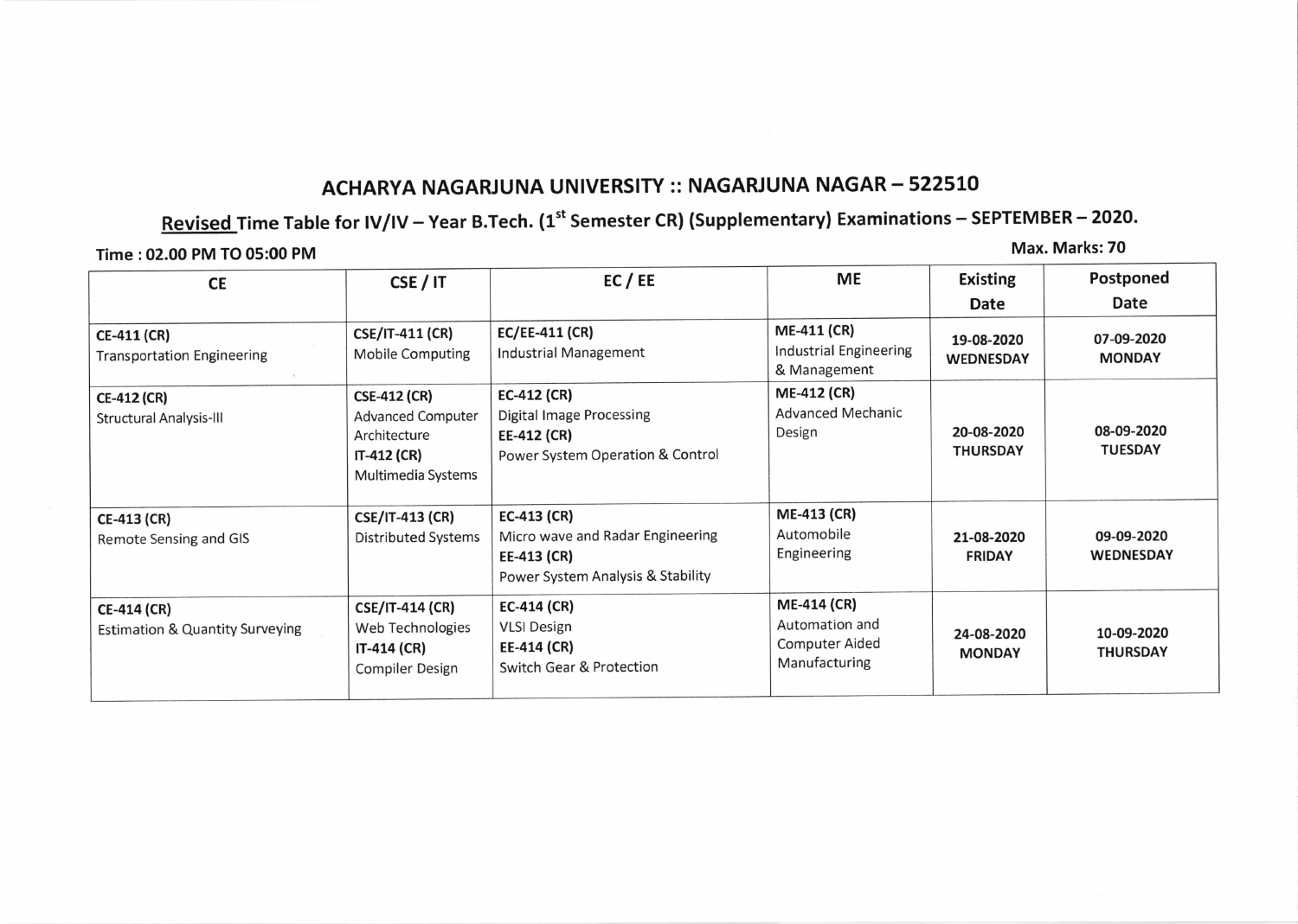# ACHARYA NAGARJUNA UNIVERSITY :: NAGARJUNA NAGAR – 522510

## Revised Time Table for IV/IV – Year B.Tech. (1st Semester CR) (Supplementary) Examinations – SEPTEMBER – 2020.

**Time : 02.00 PM TO 05:00 PM** **Max. Marks: 70**

| CE | CSE / IT | EC / EE | ME | Existing Date | Postponed Date |
|---|---|---|---|---|---|
| **CE-411 (CR)** Transportation Engineering | **CSE/IT-411 (CR)** Mobile Computing | **EC/EE-411 (CR)** Industrial Management | **ME-411 (CR)** Industrial Engineering & Management | **19-08-2020 WEDNESDAY** | **07-09-2020 MONDAY** |
| **CE-412 (CR)** Structural Analysis-III | **CSE-412 (CR)** Advanced Computer Architecture **IT-412 (CR)** Multimedia Systems | **EC-412 (CR)** Digital Image Processing **EE-412 (CR)** Power System Operation & Control | **ME-412 (CR)** Advanced Mechanic Design | **20-08-2020 THURSDAY** | **08-09-2020 TUESDAY** |
| **CE-413 (CR)** Remote Sensing and GIS | **CSE/IT-413 (CR)** Distributed Systems | **EC-413 (CR)** Micro wave and Radar Engineering **EE-413 (CR)** Power System Analysis & Stability | **ME-413 (CR)** Automobile Engineering | **21-08-2020 FRIDAY** | **09-09-2020 WEDNESDAY** |
| **CE-414 (CR)** Estimation & Quantity Surveying | **CSE/IT-414 (CR)** Web Technologies **IT-414 (CR)** Compiler Design | **EC-414 (CR)** VLSI Design **EE-414 (CR)** Switch Gear & Protection | **ME-414 (CR)** Automation and Computer Aided Manufacturing | **24-08-2020 MONDAY** | **10-09-2020 THURSDAY** |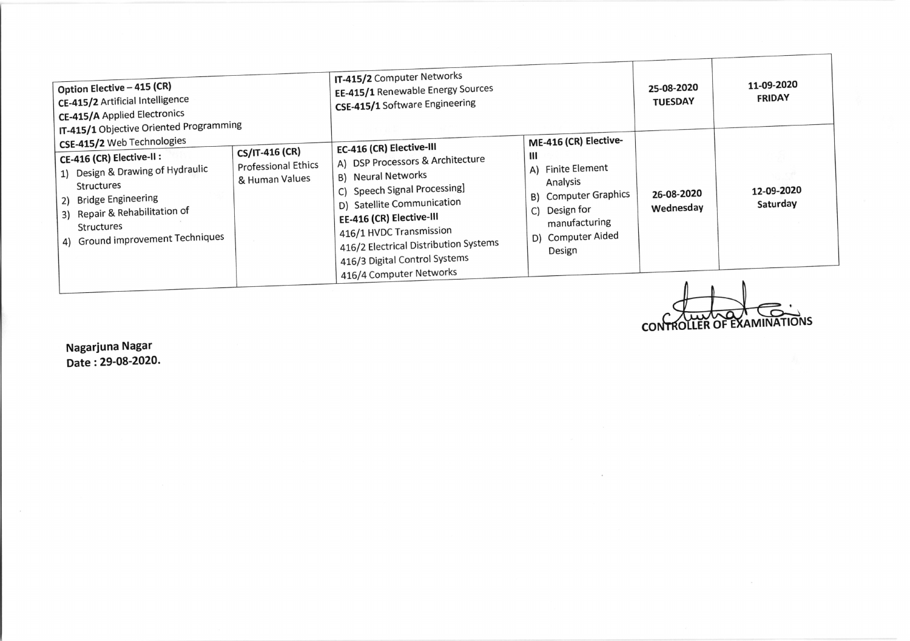| | | | | | |
|---|---|---|---|---|---|
| **Option Elective – 415 (CR)**<br>**CE-415/2** Artificial Intelligence<br>**CE-415/A** Applied Electronics<br>**IT-415/1** Objective Oriented Programming<br>**CSE-415/2** Web Technologies | | **IT-415/2** Computer Networks<br>**EE-415/1** Renewable Energy Sources<br>**CSE-415/1** Software Engineering | | **25-08-2020**<br>**TUESDAY** | **11-09-2020**<br>**FRIDAY** |
| **CE-416 (CR) Elective-II :**<br>1) Design & Drawing of Hydraulic Structures<br>2) Bridge Engineering<br>3) Repair & Rehabilitation of Structures<br>4) Ground improvement Techniques | **CS/IT-416 (CR)**<br>Professional Ethics & Human Values | **EC-416 (CR) Elective-III**<br>A) DSP Processors & Architecture<br>B) Neural Networks<br>C) Speech Signal Processing]<br>D) Satellite Communication<br>**EE-416 (CR) Elective-III**<br>416/1 HVDC Transmission<br>416/2 Electrical Distribution Systems<br>416/3 Digital Control Systems<br>416/4 Computer Networks | **ME-416 (CR) Elective-III**<br>A) Finite Element Analysis<br>B) Computer Graphics<br>C) Design for manufacturing<br>D) Computer Aided Design | **26-08-2020**<br>**Wednesday** | **12-09-2020**<br>**Saturday** |

**CONTROLLER OF EXAMINATIONS**

**Nagarjuna Nagar**
**Date : 29-08-2020.**